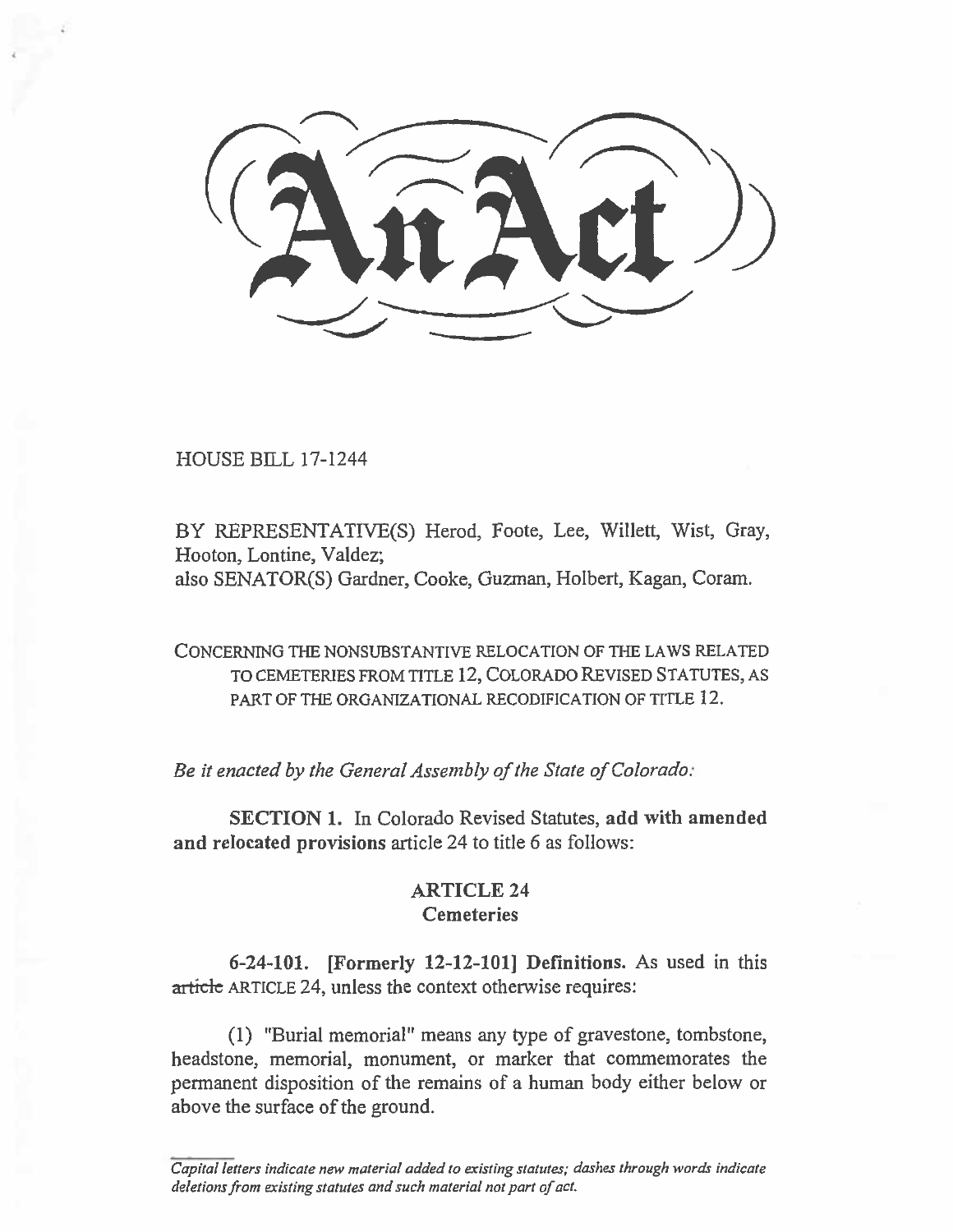# An Act

HOUSE BILL 17-1244

BY REPRESENTATIVE(S) Herod, Foote, Lee, Willett, Wist, Gray, Hooton, Lontine, Valdez;
also SENATOR(S) Gardner, Cooke, Guzman, Holbert, Kagan, Coram.

CONCERNING THE NONSUBSTANTIVE RELOCATION OF THE LAWS RELATED TO CEMETERIES FROM TITLE 12, COLORADO REVISED STATUTES, AS PART OF THE ORGANIZATIONAL RECODIFICATION OF TITLE 12.

*Be it enacted by the General Assembly of the State of Colorado:*

**SECTION 1.** In Colorado Revised Statutes, **add with amended and relocated provisions** article 24 to title 6 as follows:

## ARTICLE 24
## Cemeteries

**6-24-101. [Formerly 12-12-101] Definitions.** As used in this ~~article~~ ARTICLE 24, unless the context otherwise requires:

(1) "Burial memorial" means any type of gravestone, tombstone, headstone, memorial, monument, or marker that commemorates the permanent disposition of the remains of a human body either below or above the surface of the ground.

*Capital letters indicate new material added to existing statutes; dashes through words indicate deletions from existing statutes and such material not part of act.*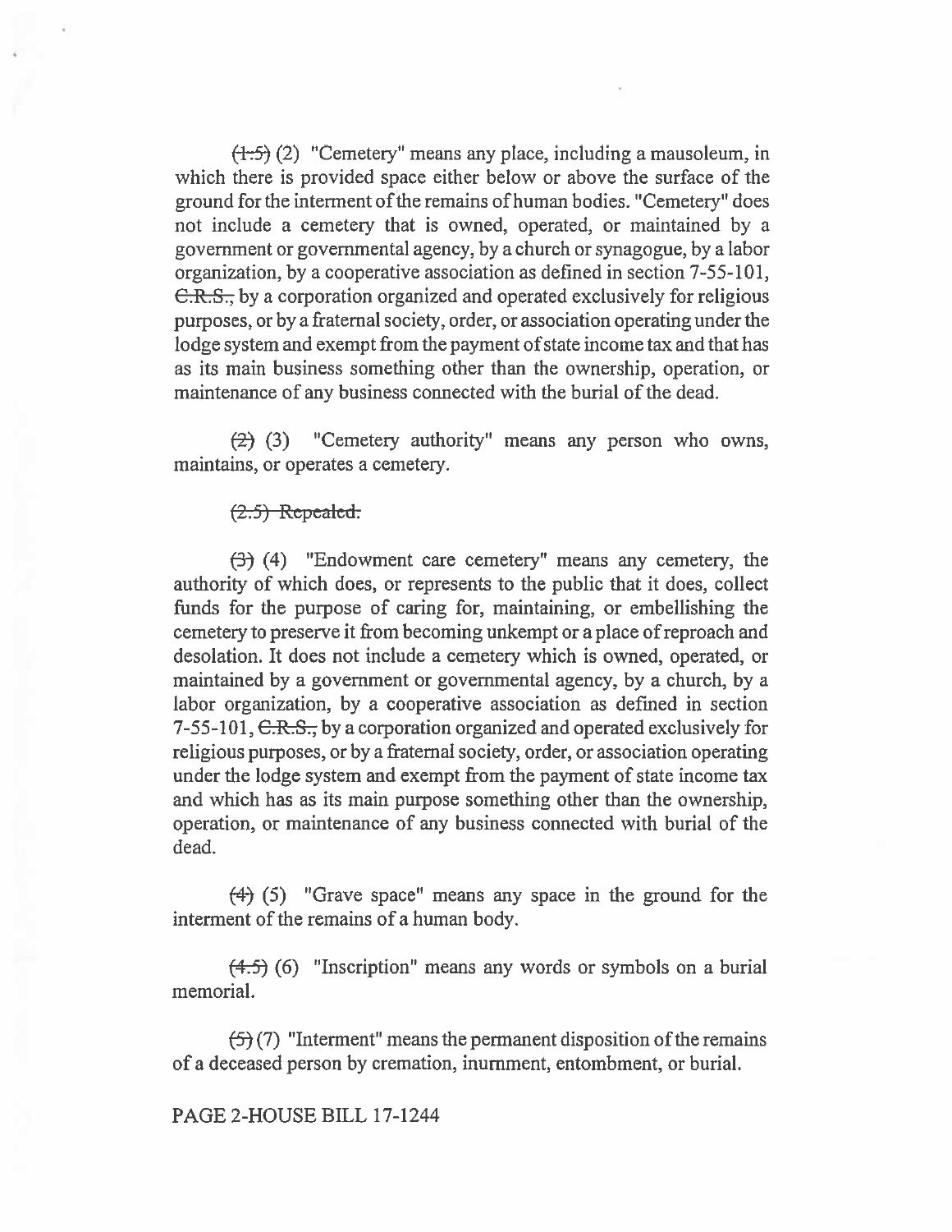~~(1.5)~~ (2) "Cemetery" means any place, including a mausoleum, in which there is provided space either below or above the surface of the ground for the interment of the remains of human bodies. "Cemetery" does not include a cemetery that is owned, operated, or maintained by a government or governmental agency, by a church or synagogue, by a labor organization, by a cooperative association as defined in section 7-55-101, ~~C.R.S.,~~ by a corporation organized and operated exclusively for religious purposes, or by a fraternal society, order, or association operating under the lodge system and exempt from the payment of state income tax and that has as its main business something other than the ownership, operation, or maintenance of any business connected with the burial of the dead.

~~(2)~~ (3) "Cemetery authority" means any person who owns, maintains, or operates a cemetery.

~~(2.5) Repealed.~~

~~(3)~~ (4) "Endowment care cemetery" means any cemetery, the authority of which does, or represents to the public that it does, collect funds for the purpose of caring for, maintaining, or embellishing the cemetery to preserve it from becoming unkempt or a place of reproach and desolation. It does not include a cemetery which is owned, operated, or maintained by a government or governmental agency, by a church, by a labor organization, by a cooperative association as defined in section 7-55-101, ~~C.R.S.,~~ by a corporation organized and operated exclusively for religious purposes, or by a fraternal society, order, or association operating under the lodge system and exempt from the payment of state income tax and which has as its main purpose something other than the ownership, operation, or maintenance of any business connected with burial of the dead.

~~(4)~~ (5) "Grave space" means any space in the ground for the interment of the remains of a human body.

~~(4.5)~~ (6) "Inscription" means any words or symbols on a burial memorial.

~~(5)~~ (7) "Interment" means the permanent disposition of the remains of a deceased person by cremation, inurnment, entombment, or burial.

PAGE 2-HOUSE BILL 17-1244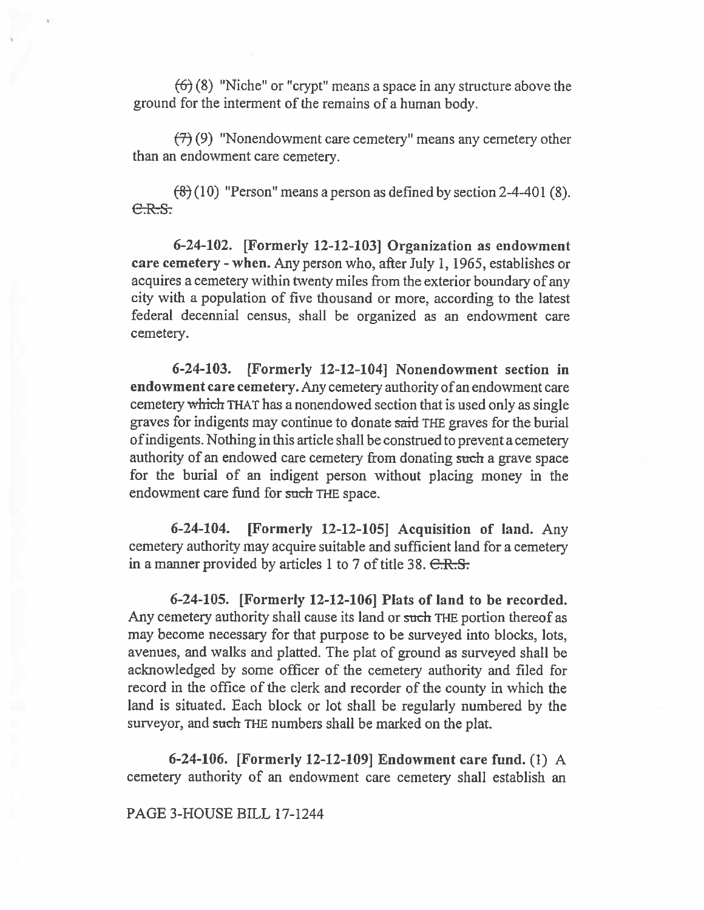~~(6)~~ (8) "Niche" or "crypt" means a space in any structure above the ground for the interment of the remains of a human body.

~~(7)~~ (9) "Nonendowment care cemetery" means any cemetery other than an endowment care cemetery.

~~(8)~~ (10) "Person" means a person as defined by section 2-4-401 (8). ~~C.R.S.~~

**6-24-102. [Formerly 12-12-103] Organization as endowment care cemetery - when.** Any person who, after July 1, 1965, establishes or acquires a cemetery within twenty miles from the exterior boundary of any city with a population of five thousand or more, according to the latest federal decennial census, shall be organized as an endowment care cemetery.

**6-24-103. [Formerly 12-12-104] Nonendowment section in endowment care cemetery.** Any cemetery authority of an endowment care cemetery ~~which~~ THAT has a nonendowed section that is used only as single graves for indigents may continue to donate ~~said~~ THE graves for the burial of indigents. Nothing in this article shall be construed to prevent a cemetery authority of an endowed care cemetery from donating ~~such~~ a grave space for the burial of an indigent person without placing money in the endowment care fund for ~~such~~ THE space.

**6-24-104. [Formerly 12-12-105] Acquisition of land.** Any cemetery authority may acquire suitable and sufficient land for a cemetery in a manner provided by articles 1 to 7 of title 38. ~~C.R.S.~~

**6-24-105. [Formerly 12-12-106] Plats of land to be recorded.** Any cemetery authority shall cause its land or ~~such~~ THE portion thereof as may become necessary for that purpose to be surveyed into blocks, lots, avenues, and walks and platted. The plat of ground as surveyed shall be acknowledged by some officer of the cemetery authority and filed for record in the office of the clerk and recorder of the county in which the land is situated. Each block or lot shall be regularly numbered by the surveyor, and ~~such~~ THE numbers shall be marked on the plat.

**6-24-106. [Formerly 12-12-109] Endowment care fund.** (1) A cemetery authority of an endowment care cemetery shall establish an

PAGE 3-HOUSE BILL 17-1244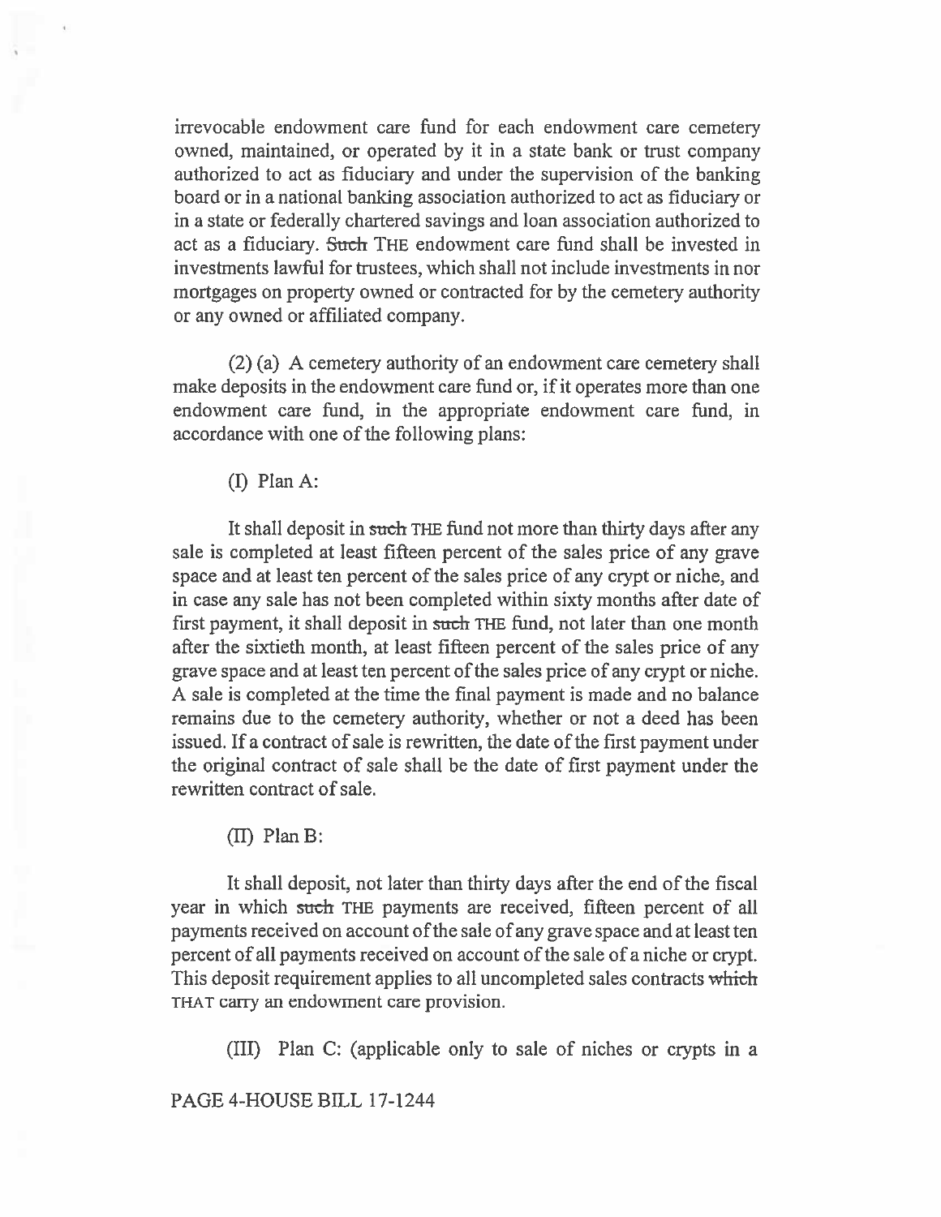irrevocable endowment care fund for each endowment care cemetery owned, maintained, or operated by it in a state bank or trust company authorized to act as fiduciary and under the supervision of the banking board or in a national banking association authorized to act as fiduciary or in a state or federally chartered savings and loan association authorized to act as a fiduciary. ~~Such~~ THE endowment care fund shall be invested in investments lawful for trustees, which shall not include investments in nor mortgages on property owned or contracted for by the cemetery authority or any owned or affiliated company.

(2) (a) A cemetery authority of an endowment care cemetery shall make deposits in the endowment care fund or, if it operates more than one endowment care fund, in the appropriate endowment care fund, in accordance with one of the following plans:

(I) Plan A:

It shall deposit in ~~such~~ THE fund not more than thirty days after any sale is completed at least fifteen percent of the sales price of any grave space and at least ten percent of the sales price of any crypt or niche, and in case any sale has not been completed within sixty months after date of first payment, it shall deposit in ~~such~~ THE fund, not later than one month after the sixtieth month, at least fifteen percent of the sales price of any grave space and at least ten percent of the sales price of any crypt or niche. A sale is completed at the time the final payment is made and no balance remains due to the cemetery authority, whether or not a deed has been issued. If a contract of sale is rewritten, the date of the first payment under the original contract of sale shall be the date of first payment under the rewritten contract of sale.

(II) Plan B:

It shall deposit, not later than thirty days after the end of the fiscal year in which ~~such~~ THE payments are received, fifteen percent of all payments received on account of the sale of any grave space and at least ten percent of all payments received on account of the sale of a niche or crypt. This deposit requirement applies to all uncompleted sales contracts ~~which~~ THAT carry an endowment care provision.

(III) Plan C: (applicable only to sale of niches or crypts in a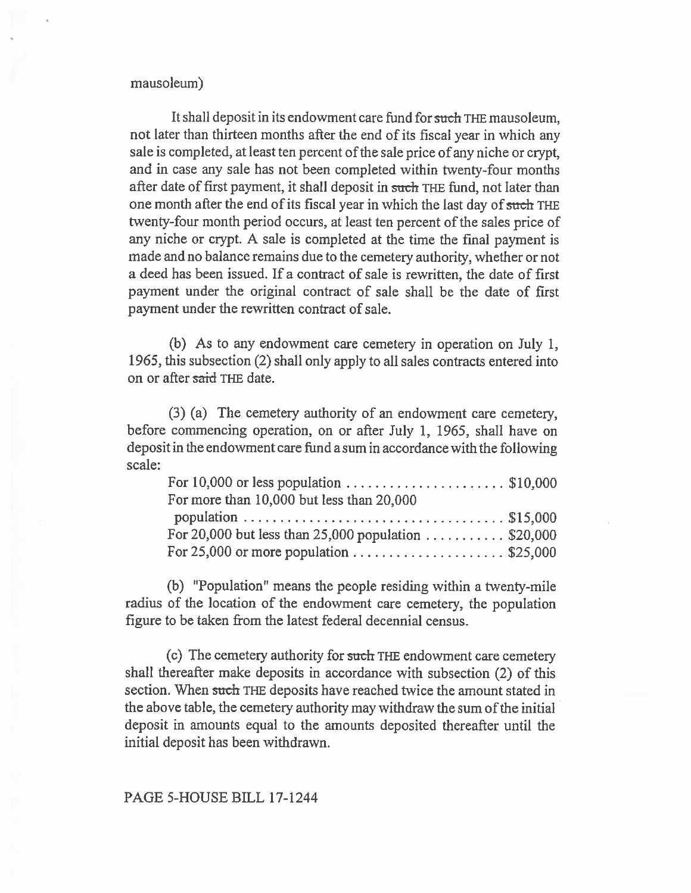mausoleum)

It shall deposit in its endowment care fund for ~~such~~ THE mausoleum, not later than thirteen months after the end of its fiscal year in which any sale is completed, at least ten percent of the sale price of any niche or crypt, and in case any sale has not been completed within twenty-four months after date of first payment, it shall deposit in ~~such~~ THE fund, not later than one month after the end of its fiscal year in which the last day of ~~such~~ THE twenty-four month period occurs, at least ten percent of the sales price of any niche or crypt. A sale is completed at the time the final payment is made and no balance remains due to the cemetery authority, whether or not a deed has been issued. If a contract of sale is rewritten, the date of first payment under the original contract of sale shall be the date of first payment under the rewritten contract of sale.

(b) As to any endowment care cemetery in operation on July 1, 1965, this subsection (2) shall only apply to all sales contracts entered into on or after ~~said~~ THE date.

(3) (a) The cemetery authority of an endowment care cemetery, before commencing operation, on or after July 1, 1965, shall have on deposit in the endowment care fund a sum in accordance with the following scale:

| | |
|---|---|
| For 10,000 or less population | $10,000 |
| For more than 10,000 but less than 20,000 population | $15,000 |
| For 20,000 but less than 25,000 population | $20,000 |
| For 25,000 or more population | $25,000 |

(b) "Population" means the people residing within a twenty-mile radius of the location of the endowment care cemetery, the population figure to be taken from the latest federal decennial census.

(c) The cemetery authority for ~~such~~ THE endowment care cemetery shall thereafter make deposits in accordance with subsection (2) of this section. When ~~such~~ THE deposits have reached twice the amount stated in the above table, the cemetery authority may withdraw the sum of the initial deposit in amounts equal to the amounts deposited thereafter until the initial deposit has been withdrawn.

PAGE 5-HOUSE BILL 17-1244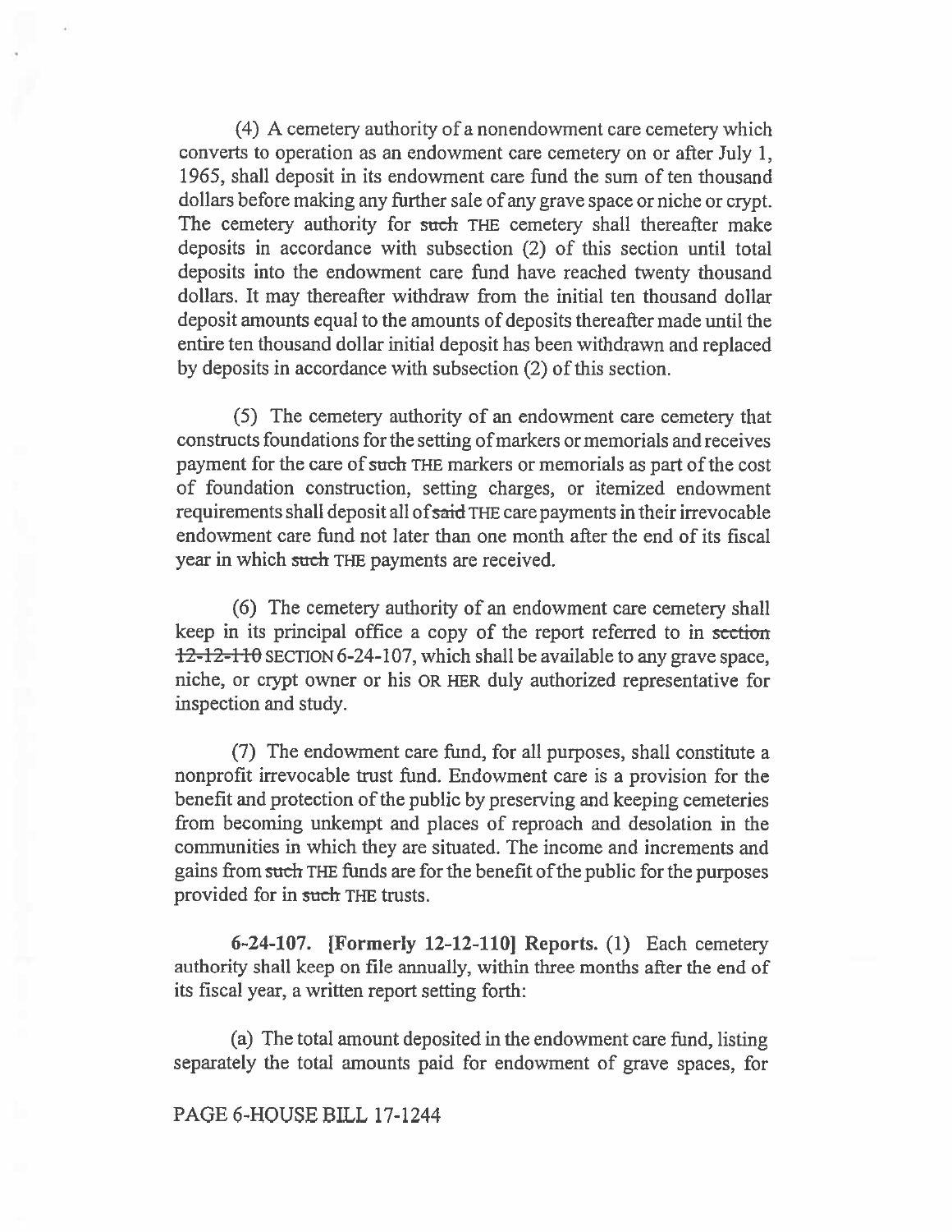(4) A cemetery authority of a nonendowment care cemetery which converts to operation as an endowment care cemetery on or after July 1, 1965, shall deposit in its endowment care fund the sum of ten thousand dollars before making any further sale of any grave space or niche or crypt. The cemetery authority for ~~such~~ THE cemetery shall thereafter make deposits in accordance with subsection (2) of this section until total deposits into the endowment care fund have reached twenty thousand dollars. It may thereafter withdraw from the initial ten thousand dollar deposit amounts equal to the amounts of deposits thereafter made until the entire ten thousand dollar initial deposit has been withdrawn and replaced by deposits in accordance with subsection (2) of this section.

(5) The cemetery authority of an endowment care cemetery that constructs foundations for the setting of markers or memorials and receives payment for the care of ~~such~~ THE markers or memorials as part of the cost of foundation construction, setting charges, or itemized endowment requirements shall deposit all of ~~said~~ THE care payments in their irrevocable endowment care fund not later than one month after the end of its fiscal year in which ~~such~~ THE payments are received.

(6) The cemetery authority of an endowment care cemetery shall keep in its principal office a copy of the report referred to in ~~section 12-12-110~~ SECTION 6-24-107, which shall be available to any grave space, niche, or crypt owner or his OR HER duly authorized representative for inspection and study.

(7) The endowment care fund, for all purposes, shall constitute a nonprofit irrevocable trust fund. Endowment care is a provision for the benefit and protection of the public by preserving and keeping cemeteries from becoming unkempt and places of reproach and desolation in the communities in which they are situated. The income and increments and gains from ~~such~~ THE funds are for the benefit of the public for the purposes provided for in ~~such~~ THE trusts.

**6-24-107. [Formerly 12-12-110] Reports.** (1) Each cemetery authority shall keep on file annually, within three months after the end of its fiscal year, a written report setting forth:

(a) The total amount deposited in the endowment care fund, listing separately the total amounts paid for endowment of grave spaces, for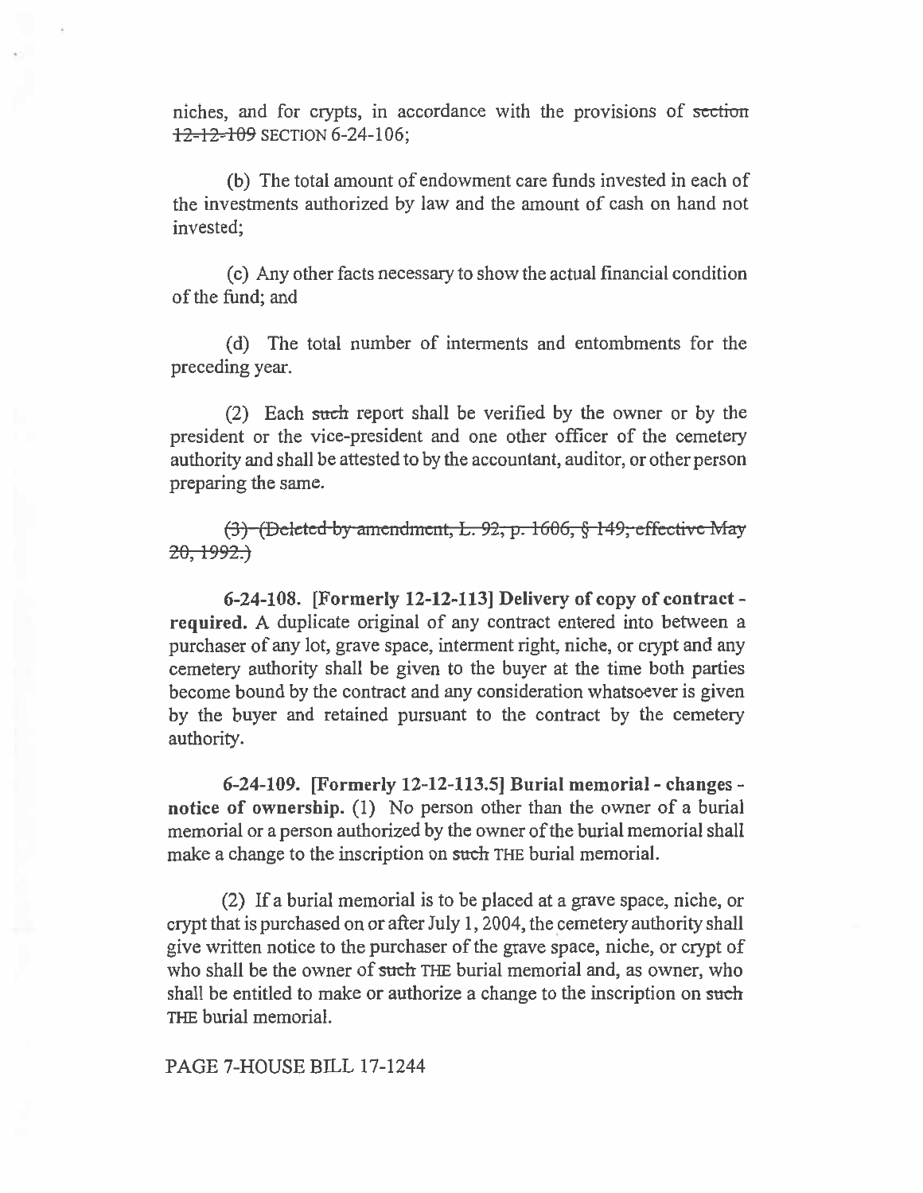niches, and for crypts, in accordance with the provisions of ~~section 12-12-109~~ SECTION 6-24-106;

(b) The total amount of endowment care funds invested in each of the investments authorized by law and the amount of cash on hand not invested;

(c) Any other facts necessary to show the actual financial condition of the fund; and

(d) The total number of interments and entombments for the preceding year.

(2) Each ~~such~~ report shall be verified by the owner or by the president or the vice-president and one other officer of the cemetery authority and shall be attested to by the accountant, auditor, or other person preparing the same.

~~(3) (Deleted by amendment, L. 92, p. 1606, § 149, effective May 20, 1992.)~~

**6-24-108. [Formerly 12-12-113] Delivery of copy of contract - required.** A duplicate original of any contract entered into between a purchaser of any lot, grave space, interment right, niche, or crypt and any cemetery authority shall be given to the buyer at the time both parties become bound by the contract and any consideration whatsoever is given by the buyer and retained pursuant to the contract by the cemetery authority.

**6-24-109. [Formerly 12-12-113.5] Burial memorial - changes - notice of ownership.** (1) No person other than the owner of a burial memorial or a person authorized by the owner of the burial memorial shall make a change to the inscription on ~~such~~ THE burial memorial.

(2) If a burial memorial is to be placed at a grave space, niche, or crypt that is purchased on or after July 1, 2004, the cemetery authority shall give written notice to the purchaser of the grave space, niche, or crypt of who shall be the owner of ~~such~~ THE burial memorial and, as owner, who shall be entitled to make or authorize a change to the inscription on ~~such~~ THE burial memorial.

PAGE 7-HOUSE BILL 17-1244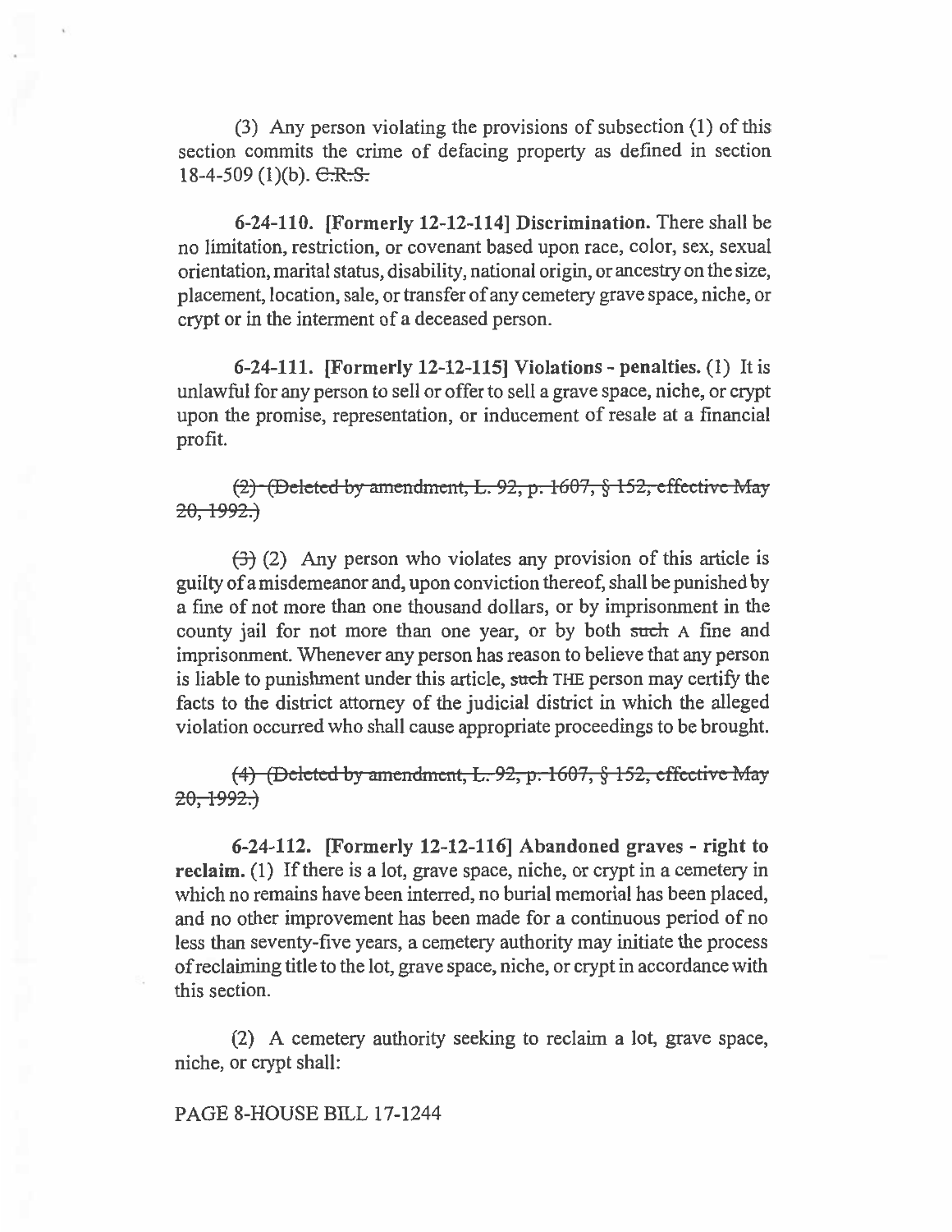(3) Any person violating the provisions of subsection (1) of this section commits the crime of defacing property as defined in section 18-4-509 (1)(b). ~~C.R.S.~~

**6-24-110. [Formerly 12-12-114] Discrimination.** There shall be no limitation, restriction, or covenant based upon race, color, sex, sexual orientation, marital status, disability, national origin, or ancestry on the size, placement, location, sale, or transfer of any cemetery grave space, niche, or crypt or in the interment of a deceased person.

**6-24-111. [Formerly 12-12-115] Violations - penalties.** (1) It is unlawful for any person to sell or offer to sell a grave space, niche, or crypt upon the promise, representation, or inducement of resale at a financial profit.

~~(2) (Deleted by amendment, L. 92, p. 1607, § 152, effective May 20, 1992.)~~

~~(3)~~ (2) Any person who violates any provision of this article is guilty of a misdemeanor and, upon conviction thereof, shall be punished by a fine of not more than one thousand dollars, or by imprisonment in the county jail for not more than one year, or by both ~~such~~ A fine and imprisonment. Whenever any person has reason to believe that any person is liable to punishment under this article, ~~such~~ THE person may certify the facts to the district attorney of the judicial district in which the alleged violation occurred who shall cause appropriate proceedings to be brought.

~~(4) (Deleted by amendment, L. 92, p. 1607, § 152, effective May 20, 1992.)~~

**6-24-112. [Formerly 12-12-116] Abandoned graves - right to reclaim.** (1) If there is a lot, grave space, niche, or crypt in a cemetery in which no remains have been interred, no burial memorial has been placed, and no other improvement has been made for a continuous period of no less than seventy-five years, a cemetery authority may initiate the process of reclaiming title to the lot, grave space, niche, or crypt in accordance with this section.

(2) A cemetery authority seeking to reclaim a lot, grave space, niche, or crypt shall:

PAGE 8-HOUSE BILL 17-1244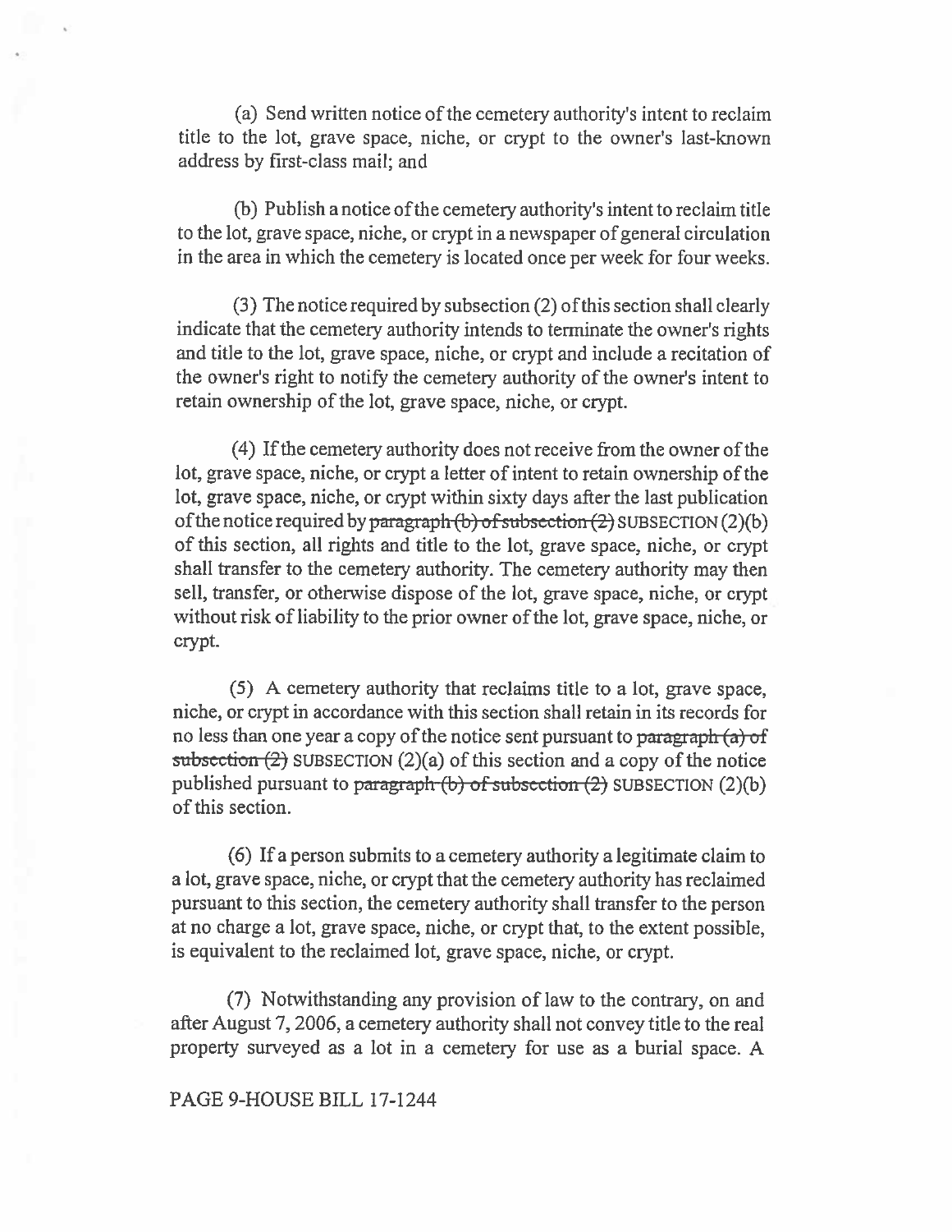(a) Send written notice of the cemetery authority's intent to reclaim title to the lot, grave space, niche, or crypt to the owner's last-known address by first-class mail; and

(b) Publish a notice of the cemetery authority's intent to reclaim title to the lot, grave space, niche, or crypt in a newspaper of general circulation in the area in which the cemetery is located once per week for four weeks.

(3) The notice required by subsection (2) of this section shall clearly indicate that the cemetery authority intends to terminate the owner's rights and title to the lot, grave space, niche, or crypt and include a recitation of the owner's right to notify the cemetery authority of the owner's intent to retain ownership of the lot, grave space, niche, or crypt.

(4) If the cemetery authority does not receive from the owner of the lot, grave space, niche, or crypt a letter of intent to retain ownership of the lot, grave space, niche, or crypt within sixty days after the last publication of the notice required by ~~paragraph (b) of subsection (2)~~ SUBSECTION (2)(b) of this section, all rights and title to the lot, grave space, niche, or crypt shall transfer to the cemetery authority. The cemetery authority may then sell, transfer, or otherwise dispose of the lot, grave space, niche, or crypt without risk of liability to the prior owner of the lot, grave space, niche, or crypt.

(5) A cemetery authority that reclaims title to a lot, grave space, niche, or crypt in accordance with this section shall retain in its records for no less than one year a copy of the notice sent pursuant to ~~paragraph (a) of subsection (2)~~ SUBSECTION (2)(a) of this section and a copy of the notice published pursuant to ~~paragraph (b) of subsection (2)~~ SUBSECTION (2)(b) of this section.

(6) If a person submits to a cemetery authority a legitimate claim to a lot, grave space, niche, or crypt that the cemetery authority has reclaimed pursuant to this section, the cemetery authority shall transfer to the person at no charge a lot, grave space, niche, or crypt that, to the extent possible, is equivalent to the reclaimed lot, grave space, niche, or crypt.

(7) Notwithstanding any provision of law to the contrary, on and after August 7, 2006, a cemetery authority shall not convey title to the real property surveyed as a lot in a cemetery for use as a burial space. A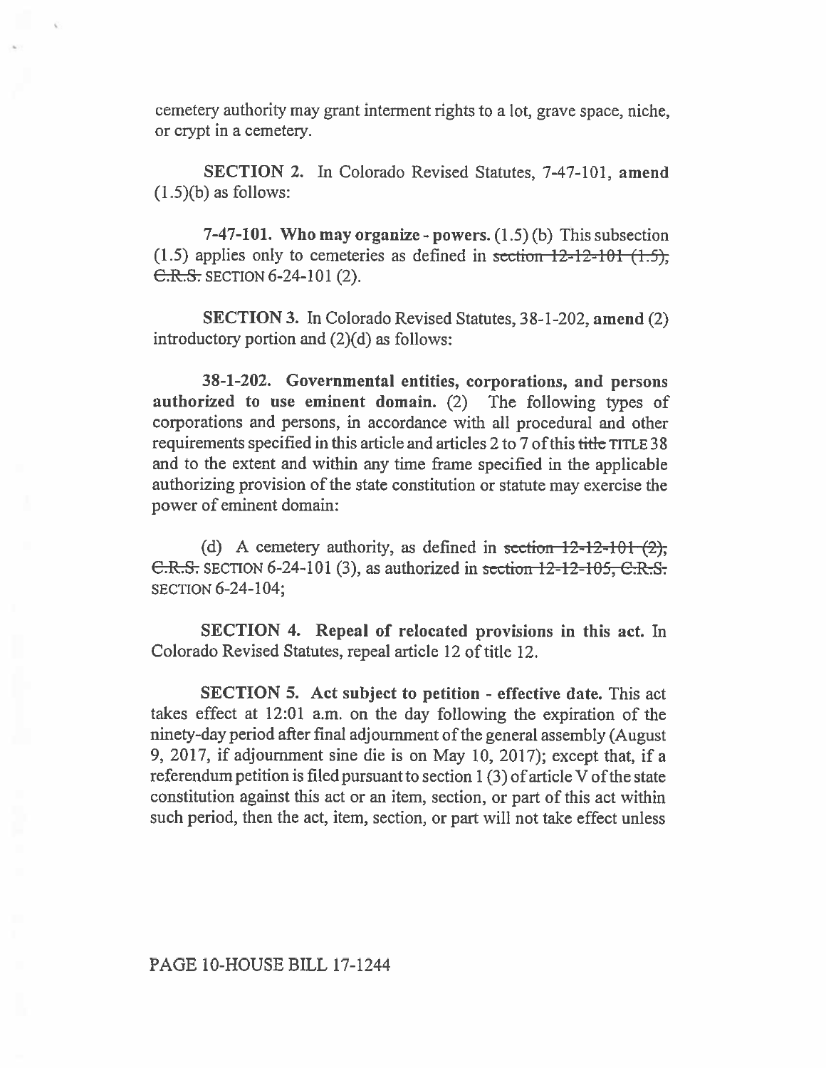cemetery authority may grant interment rights to a lot, grave space, niche, or crypt in a cemetery.

**SECTION 2.** In Colorado Revised Statutes, 7-47-101, **amend** (1.5)(b) as follows:

**7-47-101. Who may organize - powers.** (1.5) (b) This subsection (1.5) applies only to cemeteries as defined in ~~section 12-12-101 (1.5), C.R.S.~~ SECTION 6-24-101 (2).

**SECTION 3.** In Colorado Revised Statutes, 38-1-202, **amend** (2) introductory portion and (2)(d) as follows:

**38-1-202. Governmental entities, corporations, and persons authorized to use eminent domain.** (2) The following types of corporations and persons, in accordance with all procedural and other requirements specified in this article and articles 2 to 7 of this ~~title~~ TITLE 38 and to the extent and within any time frame specified in the applicable authorizing provision of the state constitution or statute may exercise the power of eminent domain:

(d) A cemetery authority, as defined in ~~section 12-12-101 (2), C.R.S.~~ SECTION 6-24-101 (3), as authorized in ~~section 12-12-105, C.R.S.~~ SECTION 6-24-104;

**SECTION 4. Repeal of relocated provisions in this act.** In Colorado Revised Statutes, repeal article 12 of title 12.

**SECTION 5. Act subject to petition - effective date.** This act takes effect at 12:01 a.m. on the day following the expiration of the ninety-day period after final adjournment of the general assembly (August 9, 2017, if adjournment sine die is on May 10, 2017); except that, if a referendum petition is filed pursuant to section 1 (3) of article V of the state constitution against this act or an item, section, or part of this act within such period, then the act, item, section, or part will not take effect unless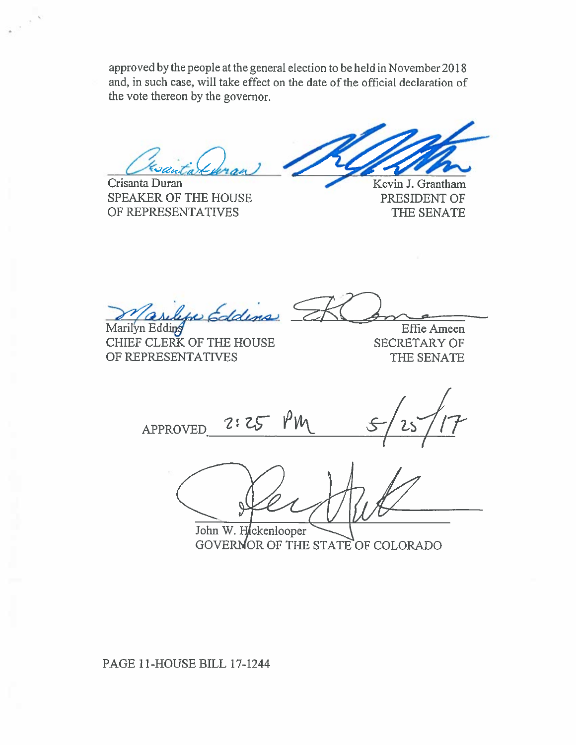approved by the people at the general election to be held in November 2018 and, in such case, will take effect on the date of the official declaration of the vote thereon by the governor.

Crisanta Duran
SPEAKER OF THE HOUSE
OF REPRESENTATIVES

Kevin J. Grantham
PRESIDENT OF
THE SENATE

Marilyn Eddins
CHIEF CLERK OF THE HOUSE
OF REPRESENTATIVES

Effie Ameen
SECRETARY OF
THE SENATE

APPROVED 2:25 PM 5/25/17

John W. Hickenlooper
GOVERNOR OF THE STATE OF COLORADO

PAGE 11-HOUSE BILL 17-1244